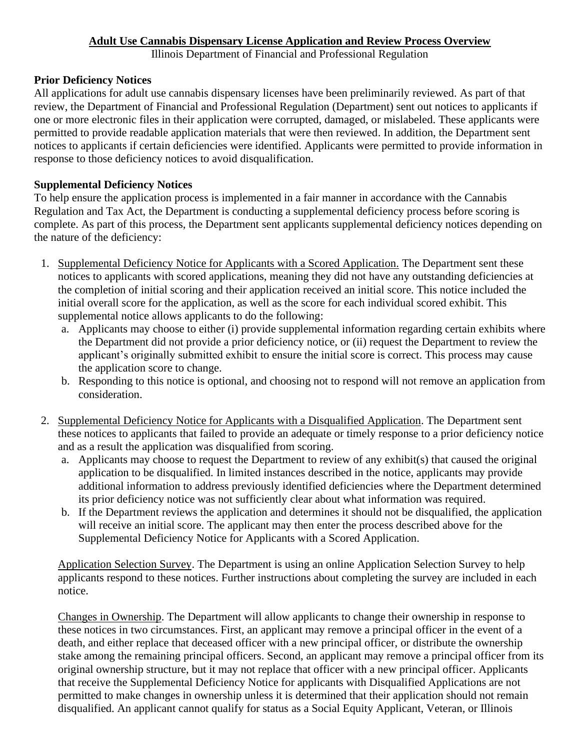# Adult Use Cannabis Dispensary License Application and Review Process Overview

Illinois Department of Financial and Professional Regulation

## Prior Deficiency Notices

All applications for adult use cannabis dispensary licenses have been preliminarily reviewed. As part of that review, the Department of Financial and Professional Regulation (Department) sent out notices to applicants if one or more electronic files in their application were corrupted, damaged, or mislabeled. These applicants were permitted to provide readable application materials that were then reviewed. In addition, the Department sent notices to applicants if certain deficiencies were identified. Applicants were permitted to provide information in response to those deficiency notices to avoid disqualification.

## Supplemental Deficiency Notices

To help ensure the application process is implemented in a fair manner in accordance with the Cannabis Regulation and Tax Act, the Department is conducting a supplemental deficiency process before scoring is complete. As part of this process, the Department sent applicants supplemental deficiency notices depending on the nature of the deficiency:

1. Supplemental Deficiency Notice for Applicants with a Scored Application. The Department sent these notices to applicants with scored applications, meaning they did not have any outstanding deficiencies at the completion of initial scoring and their application received an initial score. This notice included the initial overall score for the application, as well as the score for each individual scored exhibit. This supplemental notice allows applicants to do the following:
   a. Applicants may choose to either (i) provide supplemental information regarding certain exhibits where the Department did not provide a prior deficiency notice, or (ii) request the Department to review the applicant's originally submitted exhibit to ensure the initial score is correct. This process may cause the application score to change.
   b. Responding to this notice is optional, and choosing not to respond will not remove an application from consideration.

2. Supplemental Deficiency Notice for Applicants with a Disqualified Application. The Department sent these notices to applicants that failed to provide an adequate or timely response to a prior deficiency notice and as a result the application was disqualified from scoring.
   a. Applicants may choose to request the Department to review of any exhibit(s) that caused the original application to be disqualified. In limited instances described in the notice, applicants may provide additional information to address previously identified deficiencies where the Department determined its prior deficiency notice was not sufficiently clear about what information was required.
   b. If the Department reviews the application and determines it should not be disqualified, the application will receive an initial score. The applicant may then enter the process described above for the Supplemental Deficiency Notice for Applicants with a Scored Application.

Application Selection Survey. The Department is using an online Application Selection Survey to help applicants respond to these notices. Further instructions about completing the survey are included in each notice.

Changes in Ownership. The Department will allow applicants to change their ownership in response to these notices in two circumstances. First, an applicant may remove a principal officer in the event of a death, and either replace that deceased officer with a new principal officer, or distribute the ownership stake among the remaining principal officers. Second, an applicant may remove a principal officer from its original ownership structure, but it may not replace that officer with a new principal officer. Applicants that receive the Supplemental Deficiency Notice for applicants with Disqualified Applications are not permitted to make changes in ownership unless it is determined that their application should not remain disqualified. An applicant cannot qualify for status as a Social Equity Applicant, Veteran, or Illinois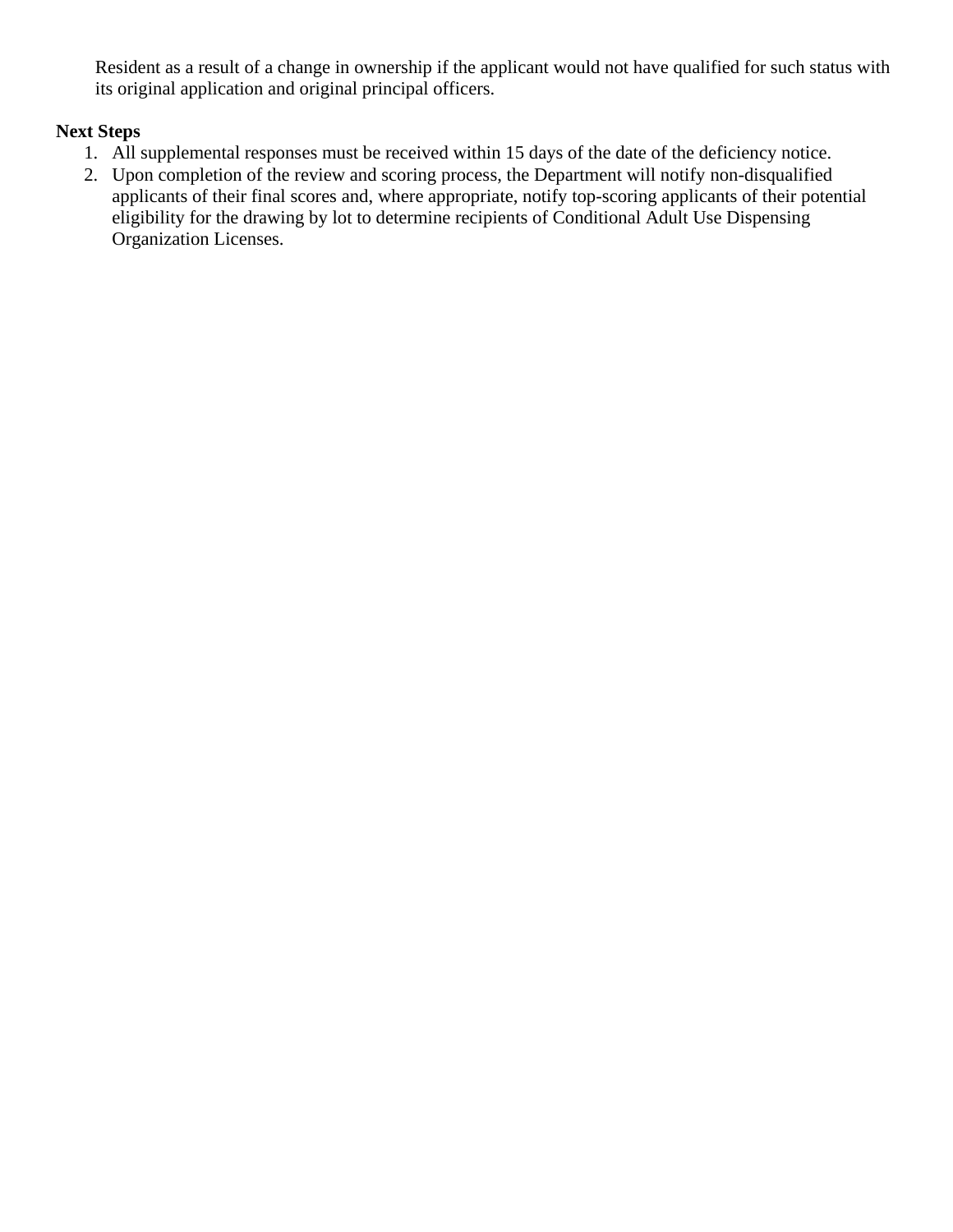Resident as a result of a change in ownership if the applicant would not have qualified for such status with its original application and original principal officers.

**Next Steps**

1. All supplemental responses must be received within 15 days of the date of the deficiency notice.
2. Upon completion of the review and scoring process, the Department will notify non-disqualified applicants of their final scores and, where appropriate, notify top-scoring applicants of their potential eligibility for the drawing by lot to determine recipients of Conditional Adult Use Dispensing Organization Licenses.